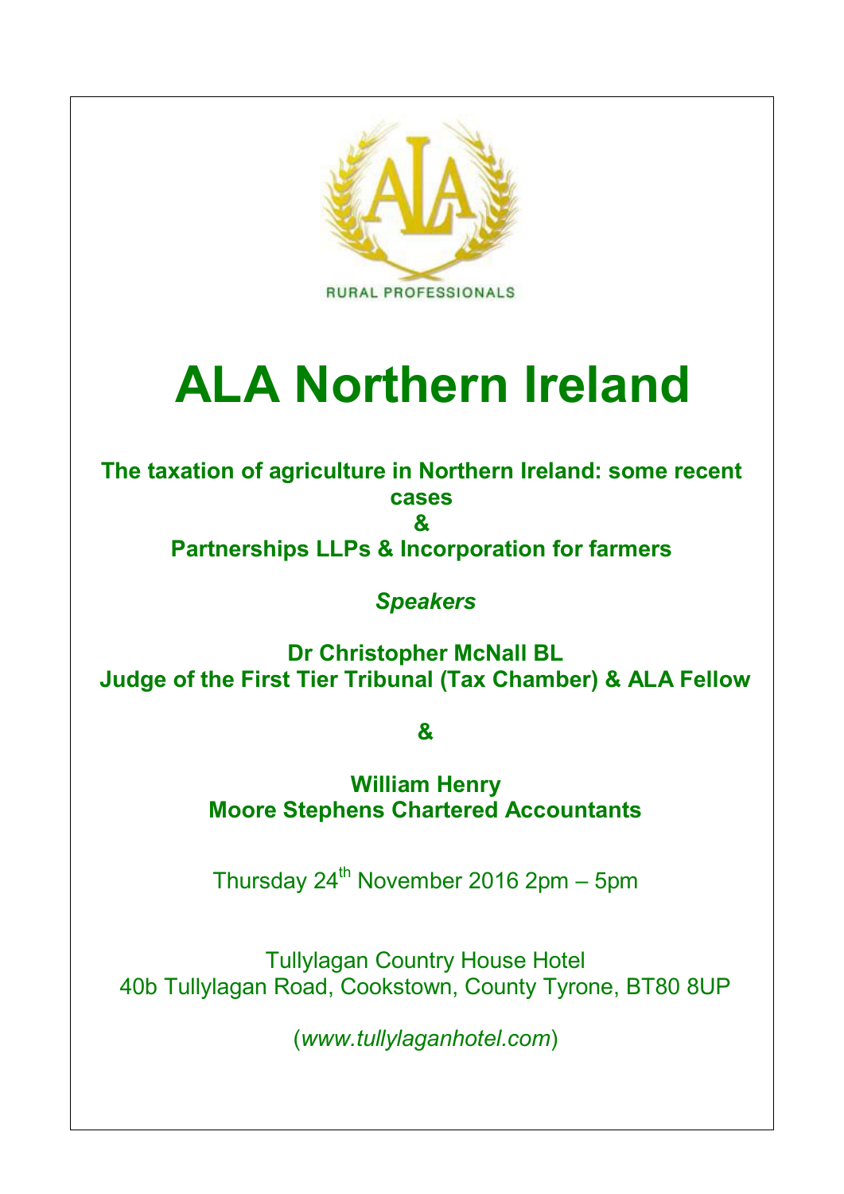RURAL PROFESSIONALS

# ALA Northern Ireland

**The taxation of agriculture in Northern Ireland: some recent cases**

**&**

**Partnerships LLPs & Incorporation for farmers**

***Speakers***

**Dr Christopher McNall BL**
**Judge of the First Tier Tribunal (Tax Chamber) & ALA Fellow**

**&**

**William Henry**
**Moore Stephens Chartered Accountants**

Thursday 24th November 2016 2pm – 5pm

Tullylagan Country House Hotel
40b Tullylagan Road, Cookstown, County Tyrone, BT80 8UP

(*www.tullylaganhotel.com*)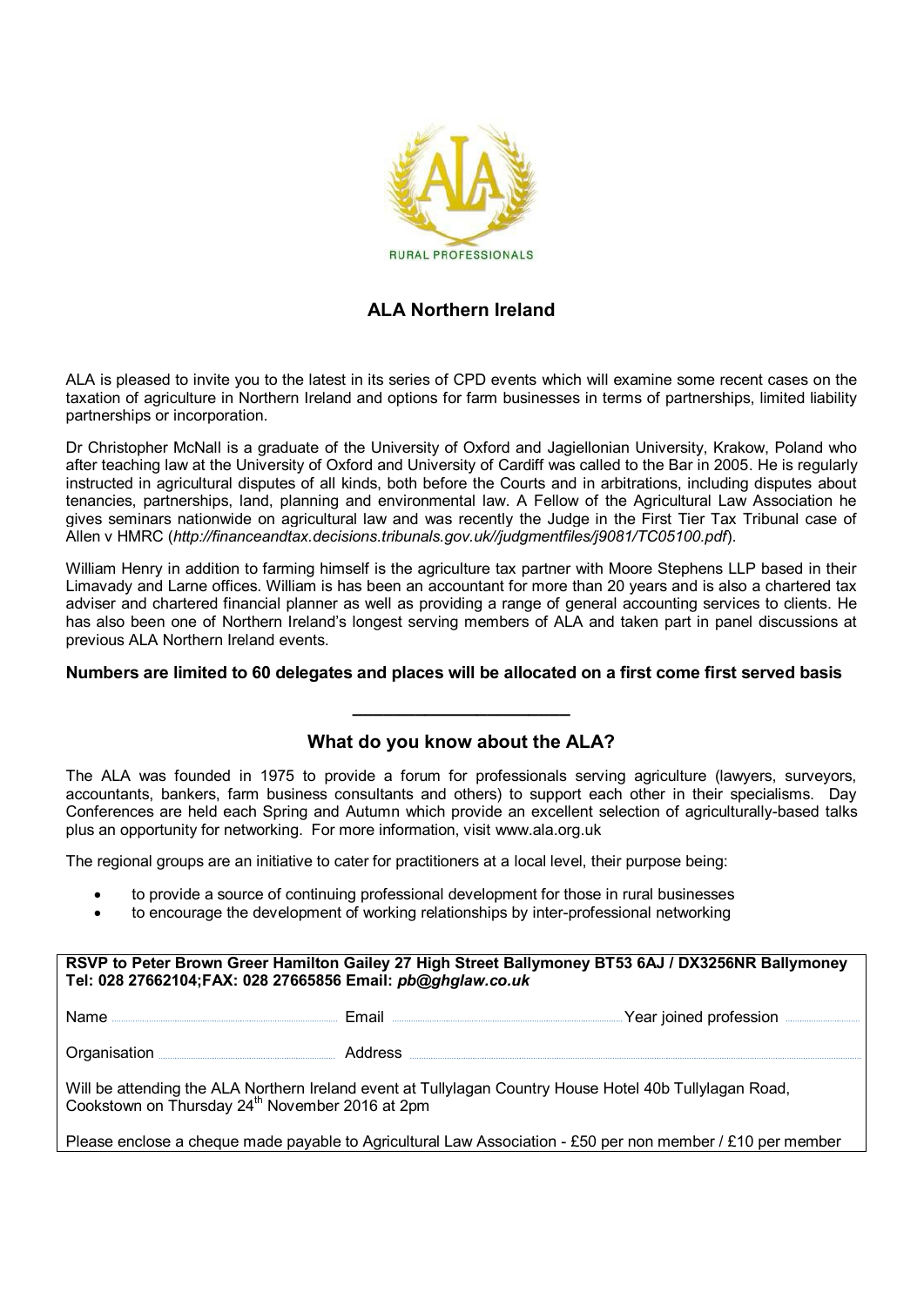RURAL PROFESSIONALS

## ALA Northern Ireland

ALA is pleased to invite you to the latest in its series of CPD events which will examine some recent cases on the taxation of agriculture in Northern Ireland and options for farm businesses in terms of partnerships, limited liability partnerships or incorporation.

Dr Christopher McNall is a graduate of the University of Oxford and Jagiellonian University, Krakow, Poland who after teaching law at the University of Oxford and University of Cardiff was called to the Bar in 2005. He is regularly instructed in agricultural disputes of all kinds, both before the Courts and in arbitrations, including disputes about tenancies, partnerships, land, planning and environmental law. A Fellow of the Agricultural Law Association he gives seminars nationwide on agricultural law and was recently the Judge in the First Tier Tax Tribunal case of Allen v HMRC (*http://financeandtax.decisions.tribunals.gov.uk//judgmentfiles/j9081/TC05100.pdf*).

William Henry in addition to farming himself is the agriculture tax partner with Moore Stephens LLP based in their Limavady and Larne offices. William is has been an accountant for more than 20 years and is also a chartered tax adviser and chartered financial planner as well as providing a range of general accounting services to clients. He has also been one of Northern Ireland's longest serving members of ALA and taken part in panel discussions at previous ALA Northern Ireland events.

**Numbers are limited to 60 delegates and places will be allocated on a first come first served basis**

---

### What do you know about the ALA?

The ALA was founded in 1975 to provide a forum for professionals serving agriculture (lawyers, surveyors, accountants, bankers, farm business consultants and others) to support each other in their specialisms. Day Conferences are held each Spring and Autumn which provide an excellent selection of agriculturally-based talks plus an opportunity for networking. For more information, visit www.ala.org.uk

The regional groups are an initiative to cater for practitioners at a local level, their purpose being:

- to provide a source of continuing professional development for those in rural businesses
- to encourage the development of working relationships by inter-professional networking

**RSVP to Peter Brown Greer Hamilton Gailey 27 High Street Ballymoney BT53 6AJ / DX3256NR Ballymoney Tel: 028 27662104;FAX: 028 27665856 Email: *pb@ghglaw.co.uk***

Name ................ Email ................ Year joined profession ................

Organisation ................ Address ................

Will be attending the ALA Northern Ireland event at Tullylagan Country House Hotel 40b Tullylagan Road, Cookstown on Thursday 24th November 2016 at 2pm

Please enclose a cheque made payable to Agricultural Law Association - £50 per non member / £10 per member